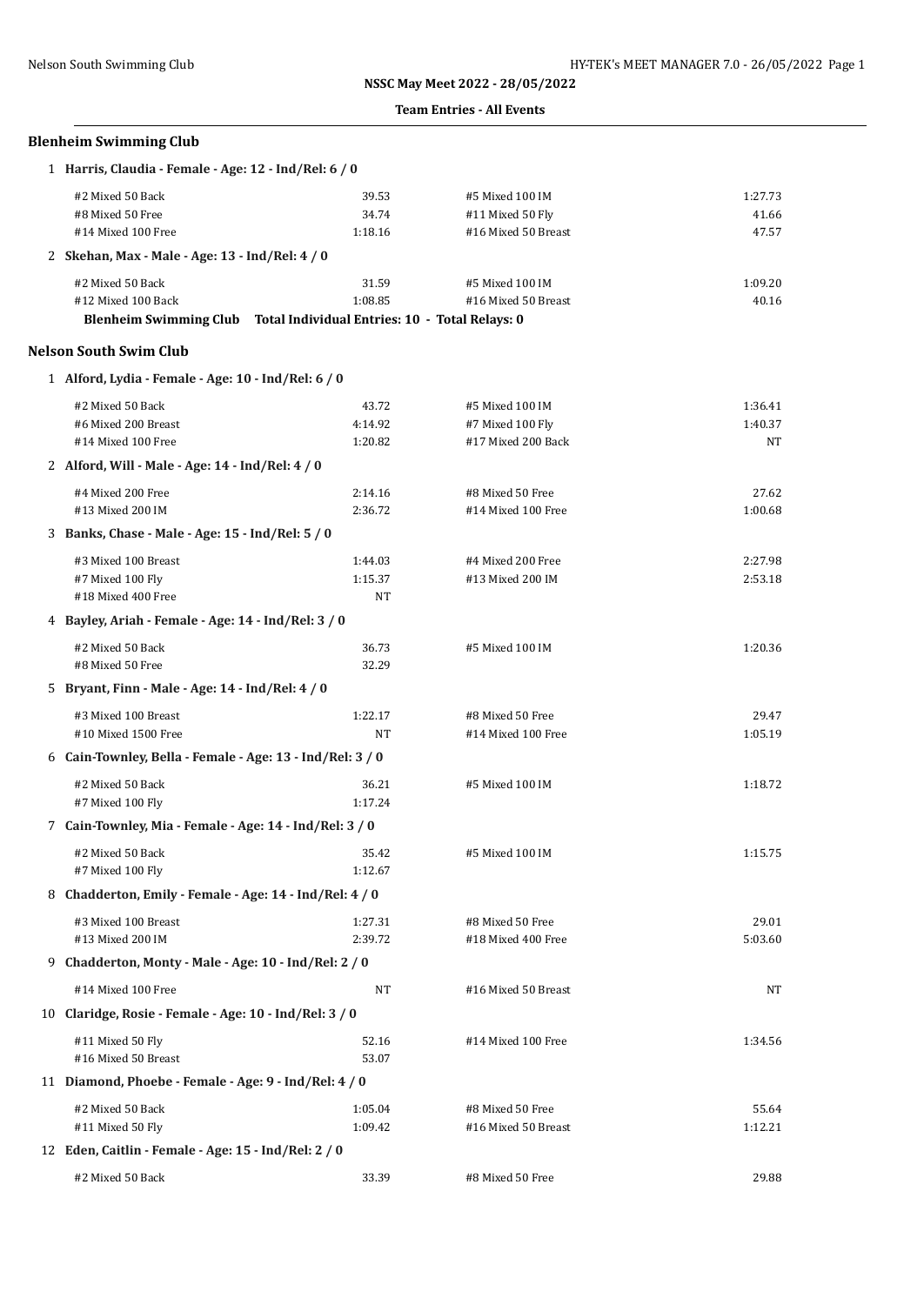**NSSC May Meet 2022 - 28/05/2022**

**Team Entries - All Events**

## Blenheim Swimming Club

**1 Harris, Claudia - Female - Age: 12 - Ind/Rel: 6 / 0**

| | | | |
|---|---|---|---|
| #2 Mixed 50 Back | 39.53 | #5 Mixed 100 IM | 1:27.73 |
| #8 Mixed 50 Free | 34.74 | #11 Mixed 50 Fly | 41.66 |
| #14 Mixed 100 Free | 1:18.16 | #16 Mixed 50 Breast | 47.57 |

**2 Skehan, Max - Male - Age: 13 - Ind/Rel: 4 / 0**

| | | | |
|---|---|---|---|
| #2 Mixed 50 Back | 31.59 | #5 Mixed 100 IM | 1:09.20 |
| #12 Mixed 100 Back | 1:08.85 | #16 Mixed 50 Breast | 40.16 |

**Blenheim Swimming Club Total Individual Entries: 10 - Total Relays: 0**

## Nelson South Swim Club

**1 Alford, Lydia - Female - Age: 10 - Ind/Rel: 6 / 0**

| | | | |
|---|---|---|---|
| #2 Mixed 50 Back | 43.72 | #5 Mixed 100 IM | 1:36.41 |
| #6 Mixed 200 Breast | 4:14.92 | #7 Mixed 100 Fly | 1:40.37 |
| #14 Mixed 100 Free | 1:20.82 | #17 Mixed 200 Back | NT |

**2 Alford, Will - Male - Age: 14 - Ind/Rel: 4 / 0**

| | | | |
|---|---|---|---|
| #4 Mixed 200 Free | 2:14.16 | #8 Mixed 50 Free | 27.62 |
| #13 Mixed 200 IM | 2:36.72 | #14 Mixed 100 Free | 1:00.68 |

**3 Banks, Chase - Male - Age: 15 - Ind/Rel: 5 / 0**

| | | | |
|---|---|---|---|
| #3 Mixed 100 Breast | 1:44.03 | #4 Mixed 200 Free | 2:27.98 |
| #7 Mixed 100 Fly | 1:15.37 | #13 Mixed 200 IM | 2:53.18 |
| #18 Mixed 400 Free | NT | | |

**4 Bayley, Ariah - Female - Age: 14 - Ind/Rel: 3 / 0**

| | | | |
|---|---|---|---|
| #2 Mixed 50 Back | 36.73 | #5 Mixed 100 IM | 1:20.36 |
| #8 Mixed 50 Free | 32.29 | | |

**5 Bryant, Finn - Male - Age: 14 - Ind/Rel: 4 / 0**

| | | | |
|---|---|---|---|
| #3 Mixed 100 Breast | 1:22.17 | #8 Mixed 50 Free | 29.47 |
| #10 Mixed 1500 Free | NT | #14 Mixed 100 Free | 1:05.19 |

**6 Cain-Townley, Bella - Female - Age: 13 - Ind/Rel: 3 / 0**

| | | | |
|---|---|---|---|
| #2 Mixed 50 Back | 36.21 | #5 Mixed 100 IM | 1:18.72 |
| #7 Mixed 100 Fly | 1:17.24 | | |

**7 Cain-Townley, Mia - Female - Age: 14 - Ind/Rel: 3 / 0**

| | | | |
|---|---|---|---|
| #2 Mixed 50 Back | 35.42 | #5 Mixed 100 IM | 1:15.75 |
| #7 Mixed 100 Fly | 1:12.67 | | |

**8 Chadderton, Emily - Female - Age: 14 - Ind/Rel: 4 / 0**

| | | | |
|---|---|---|---|
| #3 Mixed 100 Breast | 1:27.31 | #8 Mixed 50 Free | 29.01 |
| #13 Mixed 200 IM | 2:39.72 | #18 Mixed 400 Free | 5:03.60 |

**9 Chadderton, Monty - Male - Age: 10 - Ind/Rel: 2 / 0**

| | | | |
|---|---|---|---|
| #14 Mixed 100 Free | NT | #16 Mixed 50 Breast | NT |

**10 Claridge, Rosie - Female - Age: 10 - Ind/Rel: 3 / 0**

| | | | |
|---|---|---|---|
| #11 Mixed 50 Fly | 52.16 | #14 Mixed 100 Free | 1:34.56 |
| #16 Mixed 50 Breast | 53.07 | | |

**11 Diamond, Phoebe - Female - Age: 9 - Ind/Rel: 4 / 0**

| | | | |
|---|---|---|---|
| #2 Mixed 50 Back | 1:05.04 | #8 Mixed 50 Free | 55.64 |
| #11 Mixed 50 Fly | 1:09.42 | #16 Mixed 50 Breast | 1:12.21 |

**12 Eden, Caitlin - Female - Age: 15 - Ind/Rel: 2 / 0**

| | | | |
|---|---|---|---|
| #2 Mixed 50 Back | 33.39 | #8 Mixed 50 Free | 29.88 |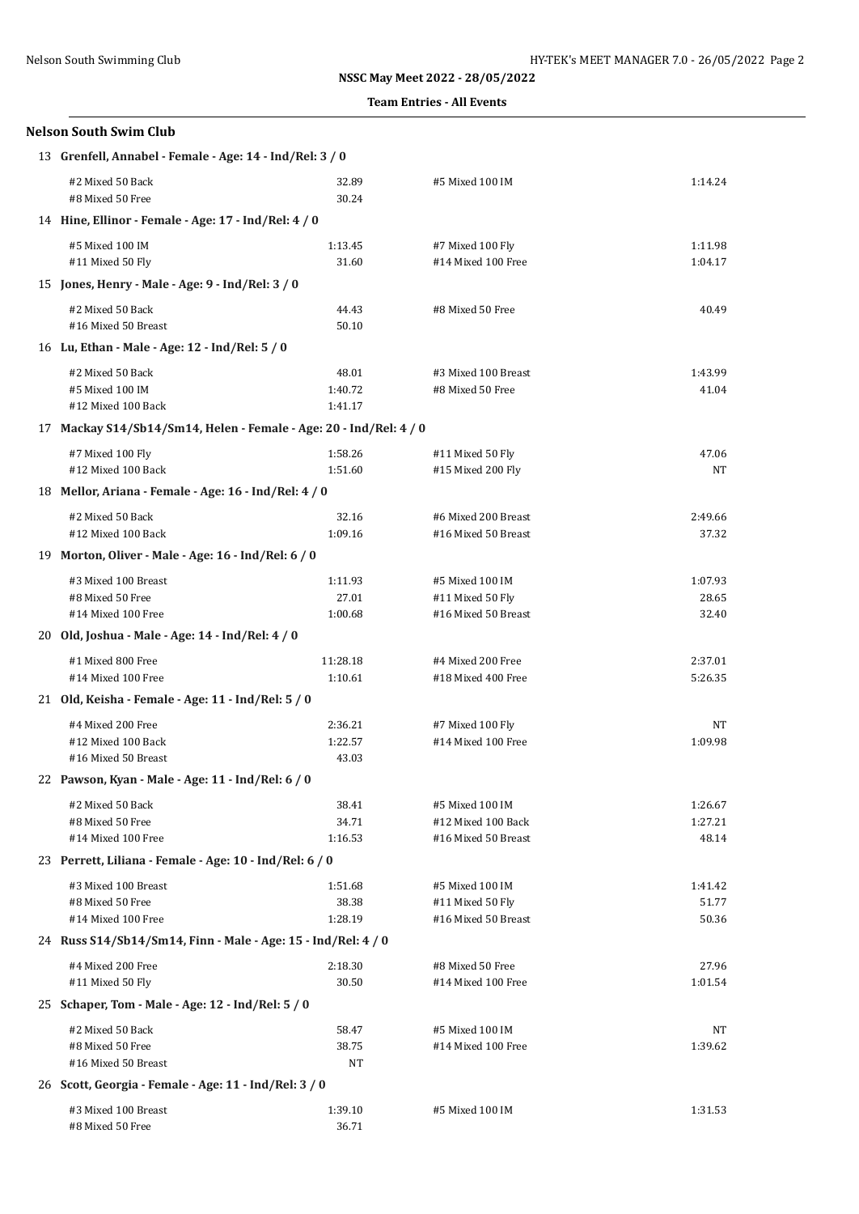**NSSC May Meet 2022 - 28/05/2022**

**Team Entries - All Events**

## Nelson South Swim Club

**13 Grenfell, Annabel - Female - Age: 14 - Ind/Rel: 3 / 0**

| | | | |
|---|---|---|---|
| #2 Mixed 50 Back | 32.89 | #5 Mixed 100 IM | 1:14.24 |
| #8 Mixed 50 Free | 30.24 | | |

**14 Hine, Ellinor - Female - Age: 17 - Ind/Rel: 4 / 0**

| | | | |
|---|---|---|---|
| #5 Mixed 100 IM | 1:13.45 | #7 Mixed 100 Fly | 1:11.98 |
| #11 Mixed 50 Fly | 31.60 | #14 Mixed 100 Free | 1:04.17 |

**15 Jones, Henry - Male - Age: 9 - Ind/Rel: 3 / 0**

| | | | |
|---|---|---|---|
| #2 Mixed 50 Back | 44.43 | #8 Mixed 50 Free | 40.49 |
| #16 Mixed 50 Breast | 50.10 | | |

**16 Lu, Ethan - Male - Age: 12 - Ind/Rel: 5 / 0**

| | | | |
|---|---|---|---|
| #2 Mixed 50 Back | 48.01 | #3 Mixed 100 Breast | 1:43.99 |
| #5 Mixed 100 IM | 1:40.72 | #8 Mixed 50 Free | 41.04 |
| #12 Mixed 100 Back | 1:41.17 | | |

**17 Mackay S14/Sb14/Sm14, Helen - Female - Age: 20 - Ind/Rel: 4 / 0**

| | | | |
|---|---|---|---|
| #7 Mixed 100 Fly | 1:58.26 | #11 Mixed 50 Fly | 47.06 |
| #12 Mixed 100 Back | 1:51.60 | #15 Mixed 200 Fly | NT |

**18 Mellor, Ariana - Female - Age: 16 - Ind/Rel: 4 / 0**

| | | | |
|---|---|---|---|
| #2 Mixed 50 Back | 32.16 | #6 Mixed 200 Breast | 2:49.66 |
| #12 Mixed 100 Back | 1:09.16 | #16 Mixed 50 Breast | 37.32 |

**19 Morton, Oliver - Male - Age: 16 - Ind/Rel: 6 / 0**

| | | | |
|---|---|---|---|
| #3 Mixed 100 Breast | 1:11.93 | #5 Mixed 100 IM | 1:07.93 |
| #8 Mixed 50 Free | 27.01 | #11 Mixed 50 Fly | 28.65 |
| #14 Mixed 100 Free | 1:00.68 | #16 Mixed 50 Breast | 32.40 |

**20 Old, Joshua - Male - Age: 14 - Ind/Rel: 4 / 0**

| | | | |
|---|---|---|---|
| #1 Mixed 800 Free | 11:28.18 | #4 Mixed 200 Free | 2:37.01 |
| #14 Mixed 100 Free | 1:10.61 | #18 Mixed 400 Free | 5:26.35 |

**21 Old, Keisha - Female - Age: 11 - Ind/Rel: 5 / 0**

| | | | |
|---|---|---|---|
| #4 Mixed 200 Free | 2:36.21 | #7 Mixed 100 Fly | NT |
| #12 Mixed 100 Back | 1:22.57 | #14 Mixed 100 Free | 1:09.98 |
| #16 Mixed 50 Breast | 43.03 | | |

**22 Pawson, Kyan - Male - Age: 11 - Ind/Rel: 6 / 0**

| | | | |
|---|---|---|---|
| #2 Mixed 50 Back | 38.41 | #5 Mixed 100 IM | 1:26.67 |
| #8 Mixed 50 Free | 34.71 | #12 Mixed 100 Back | 1:27.21 |
| #14 Mixed 100 Free | 1:16.53 | #16 Mixed 50 Breast | 48.14 |

**23 Perrett, Liliana - Female - Age: 10 - Ind/Rel: 6 / 0**

| | | | |
|---|---|---|---|
| #3 Mixed 100 Breast | 1:51.68 | #5 Mixed 100 IM | 1:41.42 |
| #8 Mixed 50 Free | 38.38 | #11 Mixed 50 Fly | 51.77 |
| #14 Mixed 100 Free | 1:28.19 | #16 Mixed 50 Breast | 50.36 |

**24 Russ S14/Sb14/Sm14, Finn - Male - Age: 15 - Ind/Rel: 4 / 0**

| | | | |
|---|---|---|---|
| #4 Mixed 200 Free | 2:18.30 | #8 Mixed 50 Free | 27.96 |
| #11 Mixed 50 Fly | 30.50 | #14 Mixed 100 Free | 1:01.54 |

**25 Schaper, Tom - Male - Age: 12 - Ind/Rel: 5 / 0**

| | | | |
|---|---|---|---|
| #2 Mixed 50 Back | 58.47 | #5 Mixed 100 IM | NT |
| #8 Mixed 50 Free | 38.75 | #14 Mixed 100 Free | 1:39.62 |
| #16 Mixed 50 Breast | NT | | |

**26 Scott, Georgia - Female - Age: 11 - Ind/Rel: 3 / 0**

| | | | |
|---|---|---|---|
| #3 Mixed 100 Breast | 1:39.10 | #5 Mixed 100 IM | 1:31.53 |
| #8 Mixed 50 Free | 36.71 | | |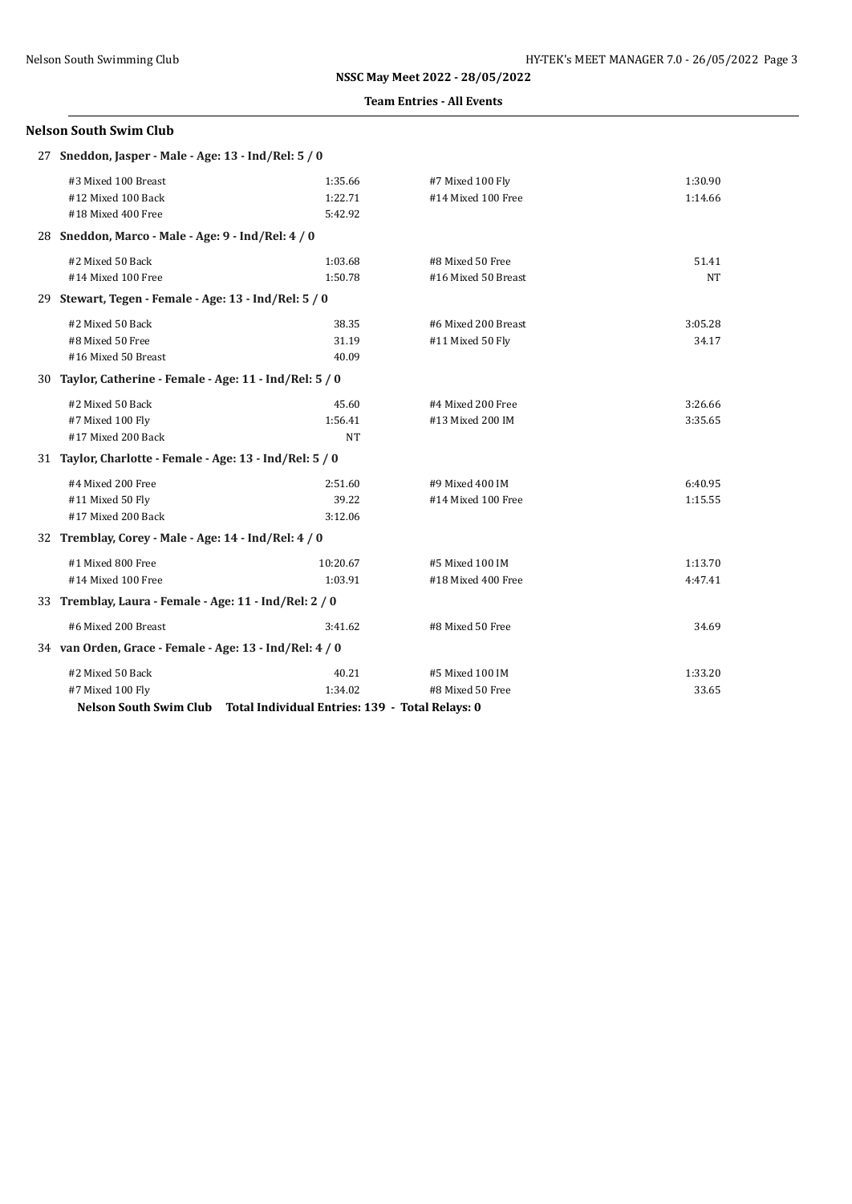**NSSC May Meet 2022 - 28/05/2022**

**Team Entries - All Events**

### Nelson South Swim Club

**27 Sneddon, Jasper - Male - Age: 13 - Ind/Rel: 5 / 0**

| Event | Time | Event | Time |
|---|---|---|---|
| #3 Mixed 100 Breast | 1:35.66 | #7 Mixed 100 Fly | 1:30.90 |
| #12 Mixed 100 Back | 1:22.71 | #14 Mixed 100 Free | 1:14.66 |
| #18 Mixed 400 Free | 5:42.92 | | |

**28 Sneddon, Marco - Male - Age: 9 - Ind/Rel: 4 / 0**

| Event | Time | Event | Time |
|---|---|---|---|
| #2 Mixed 50 Back | 1:03.68 | #8 Mixed 50 Free | 51.41 |
| #14 Mixed 100 Free | 1:50.78 | #16 Mixed 50 Breast | NT |

**29 Stewart, Tegen - Female - Age: 13 - Ind/Rel: 5 / 0**

| Event | Time | Event | Time |
|---|---|---|---|
| #2 Mixed 50 Back | 38.35 | #6 Mixed 200 Breast | 3:05.28 |
| #8 Mixed 50 Free | 31.19 | #11 Mixed 50 Fly | 34.17 |
| #16 Mixed 50 Breast | 40.09 | | |

**30 Taylor, Catherine - Female - Age: 11 - Ind/Rel: 5 / 0**

| Event | Time | Event | Time |
|---|---|---|---|
| #2 Mixed 50 Back | 45.60 | #4 Mixed 200 Free | 3:26.66 |
| #7 Mixed 100 Fly | 1:56.41 | #13 Mixed 200 IM | 3:35.65 |
| #17 Mixed 200 Back | NT | | |

**31 Taylor, Charlotte - Female - Age: 13 - Ind/Rel: 5 / 0**

| Event | Time | Event | Time |
|---|---|---|---|
| #4 Mixed 200 Free | 2:51.60 | #9 Mixed 400 IM | 6:40.95 |
| #11 Mixed 50 Fly | 39.22 | #14 Mixed 100 Free | 1:15.55 |
| #17 Mixed 200 Back | 3:12.06 | | |

**32 Tremblay, Corey - Male - Age: 14 - Ind/Rel: 4 / 0**

| Event | Time | Event | Time |
|---|---|---|---|
| #1 Mixed 800 Free | 10:20.67 | #5 Mixed 100 IM | 1:13.70 |
| #14 Mixed 100 Free | 1:03.91 | #18 Mixed 400 Free | 4:47.41 |

**33 Tremblay, Laura - Female - Age: 11 - Ind/Rel: 2 / 0**

| Event | Time | Event | Time |
|---|---|---|---|
| #6 Mixed 200 Breast | 3:41.62 | #8 Mixed 50 Free | 34.69 |

**34 van Orden, Grace - Female - Age: 13 - Ind/Rel: 4 / 0**

| Event | Time | Event | Time |
|---|---|---|---|
| #2 Mixed 50 Back | 40.21 | #5 Mixed 100 IM | 1:33.20 |
| #7 Mixed 100 Fly | 1:34.02 | #8 Mixed 50 Free | 33.65 |

**Nelson South Swim Club Total Individual Entries: 139 - Total Relays: 0**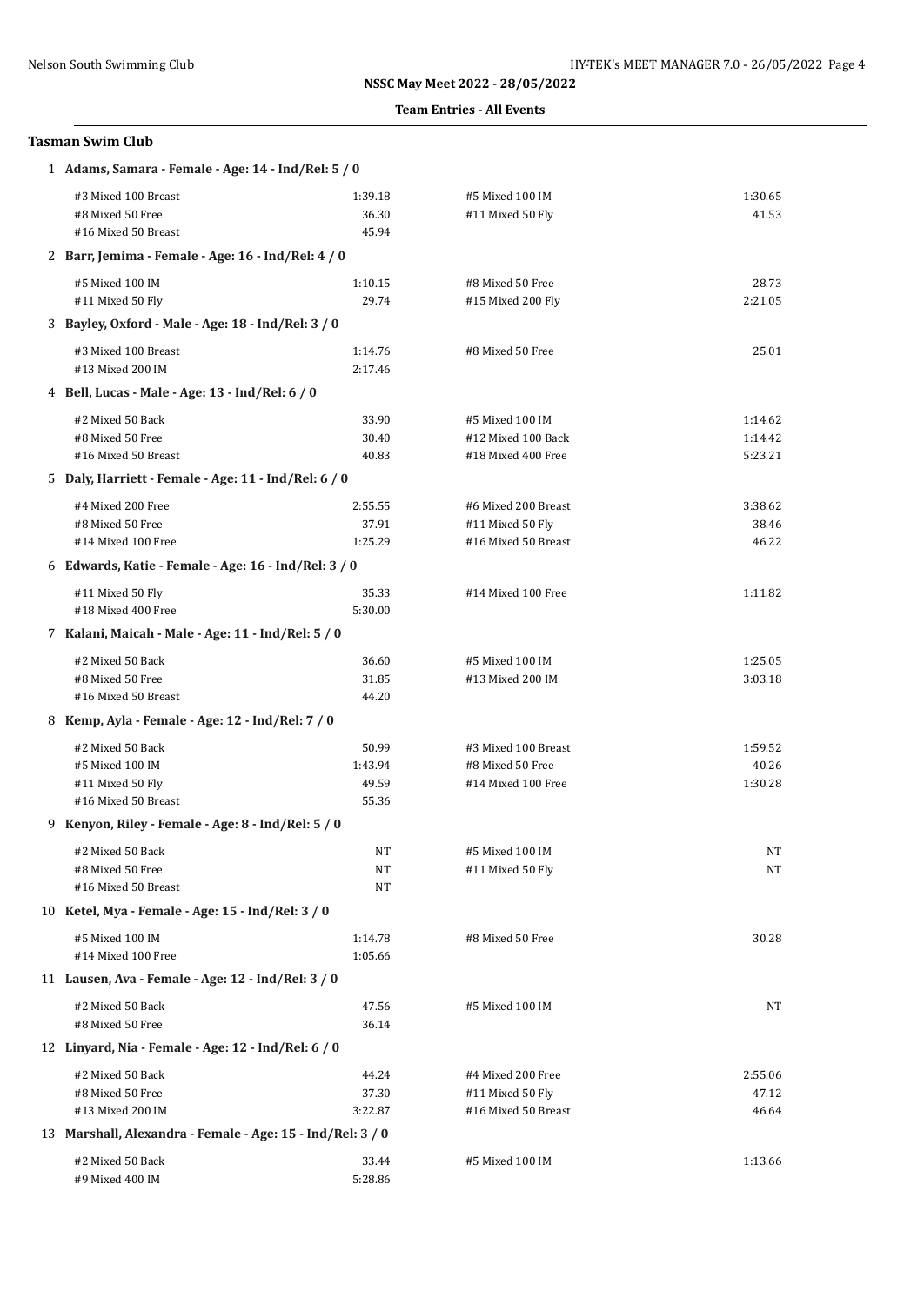**NSSC May Meet 2022 - 28/05/2022**

**Team Entries - All Events**

### Tasman Swim Club

**1 Adams, Samara - Female - Age: 14 - Ind/Rel: 5 / 0**

| Event | Time | Event | Time |
|---|---|---|---|
| #3 Mixed 100 Breast | 1:39.18 | #5 Mixed 100 IM | 1:30.65 |
| #8 Mixed 50 Free | 36.30 | #11 Mixed 50 Fly | 41.53 |
| #16 Mixed 50 Breast | 45.94 | | |

**2 Barr, Jemima - Female - Age: 16 - Ind/Rel: 4 / 0**

| Event | Time | Event | Time |
|---|---|---|---|
| #5 Mixed 100 IM | 1:10.15 | #8 Mixed 50 Free | 28.73 |
| #11 Mixed 50 Fly | 29.74 | #15 Mixed 200 Fly | 2:21.05 |

**3 Bayley, Oxford - Male - Age: 18 - Ind/Rel: 3 / 0**

| Event | Time | Event | Time |
|---|---|---|---|
| #3 Mixed 100 Breast | 1:14.76 | #8 Mixed 50 Free | 25.01 |
| #13 Mixed 200 IM | 2:17.46 | | |

**4 Bell, Lucas - Male - Age: 13 - Ind/Rel: 6 / 0**

| Event | Time | Event | Time |
|---|---|---|---|
| #2 Mixed 50 Back | 33.90 | #5 Mixed 100 IM | 1:14.62 |
| #8 Mixed 50 Free | 30.40 | #12 Mixed 100 Back | 1:14.42 |
| #16 Mixed 50 Breast | 40.83 | #18 Mixed 400 Free | 5:23.21 |

**5 Daly, Harriett - Female - Age: 11 - Ind/Rel: 6 / 0**

| Event | Time | Event | Time |
|---|---|---|---|
| #4 Mixed 200 Free | 2:55.55 | #6 Mixed 200 Breast | 3:38.62 |
| #8 Mixed 50 Free | 37.91 | #11 Mixed 50 Fly | 38.46 |
| #14 Mixed 100 Free | 1:25.29 | #16 Mixed 50 Breast | 46.22 |

**6 Edwards, Katie - Female - Age: 16 - Ind/Rel: 3 / 0**

| Event | Time | Event | Time |
|---|---|---|---|
| #11 Mixed 50 Fly | 35.33 | #14 Mixed 100 Free | 1:11.82 |
| #18 Mixed 400 Free | 5:30.00 | | |

**7 Kalani, Maicah - Male - Age: 11 - Ind/Rel: 5 / 0**

| Event | Time | Event | Time |
|---|---|---|---|
| #2 Mixed 50 Back | 36.60 | #5 Mixed 100 IM | 1:25.05 |
| #8 Mixed 50 Free | 31.85 | #13 Mixed 200 IM | 3:03.18 |
| #16 Mixed 50 Breast | 44.20 | | |

**8 Kemp, Ayla - Female - Age: 12 - Ind/Rel: 7 / 0**

| Event | Time | Event | Time |
|---|---|---|---|
| #2 Mixed 50 Back | 50.99 | #3 Mixed 100 Breast | 1:59.52 |
| #5 Mixed 100 IM | 1:43.94 | #8 Mixed 50 Free | 40.26 |
| #11 Mixed 50 Fly | 49.59 | #14 Mixed 100 Free | 1:30.28 |
| #16 Mixed 50 Breast | 55.36 | | |

**9 Kenyon, Riley - Female - Age: 8 - Ind/Rel: 5 / 0**

| Event | Time | Event | Time |
|---|---|---|---|
| #2 Mixed 50 Back | NT | #5 Mixed 100 IM | NT |
| #8 Mixed 50 Free | NT | #11 Mixed 50 Fly | NT |
| #16 Mixed 50 Breast | NT | | |

**10 Ketel, Mya - Female - Age: 15 - Ind/Rel: 3 / 0**

| Event | Time | Event | Time |
|---|---|---|---|
| #5 Mixed 100 IM | 1:14.78 | #8 Mixed 50 Free | 30.28 |
| #14 Mixed 100 Free | 1:05.66 | | |

**11 Lausen, Ava - Female - Age: 12 - Ind/Rel: 3 / 0**

| Event | Time | Event | Time |
|---|---|---|---|
| #2 Mixed 50 Back | 47.56 | #5 Mixed 100 IM | NT |
| #8 Mixed 50 Free | 36.14 | | |

**12 Linyard, Nia - Female - Age: 12 - Ind/Rel: 6 / 0**

| Event | Time | Event | Time |
|---|---|---|---|
| #2 Mixed 50 Back | 44.24 | #4 Mixed 200 Free | 2:55.06 |
| #8 Mixed 50 Free | 37.30 | #11 Mixed 50 Fly | 47.12 |
| #13 Mixed 200 IM | 3:22.87 | #16 Mixed 50 Breast | 46.64 |

**13 Marshall, Alexandra - Female - Age: 15 - Ind/Rel: 3 / 0**

| Event | Time | Event | Time |
|---|---|---|---|
| #2 Mixed 50 Back | 33.44 | #5 Mixed 100 IM | 1:13.66 |
| #9 Mixed 400 IM | 5:28.86 | | |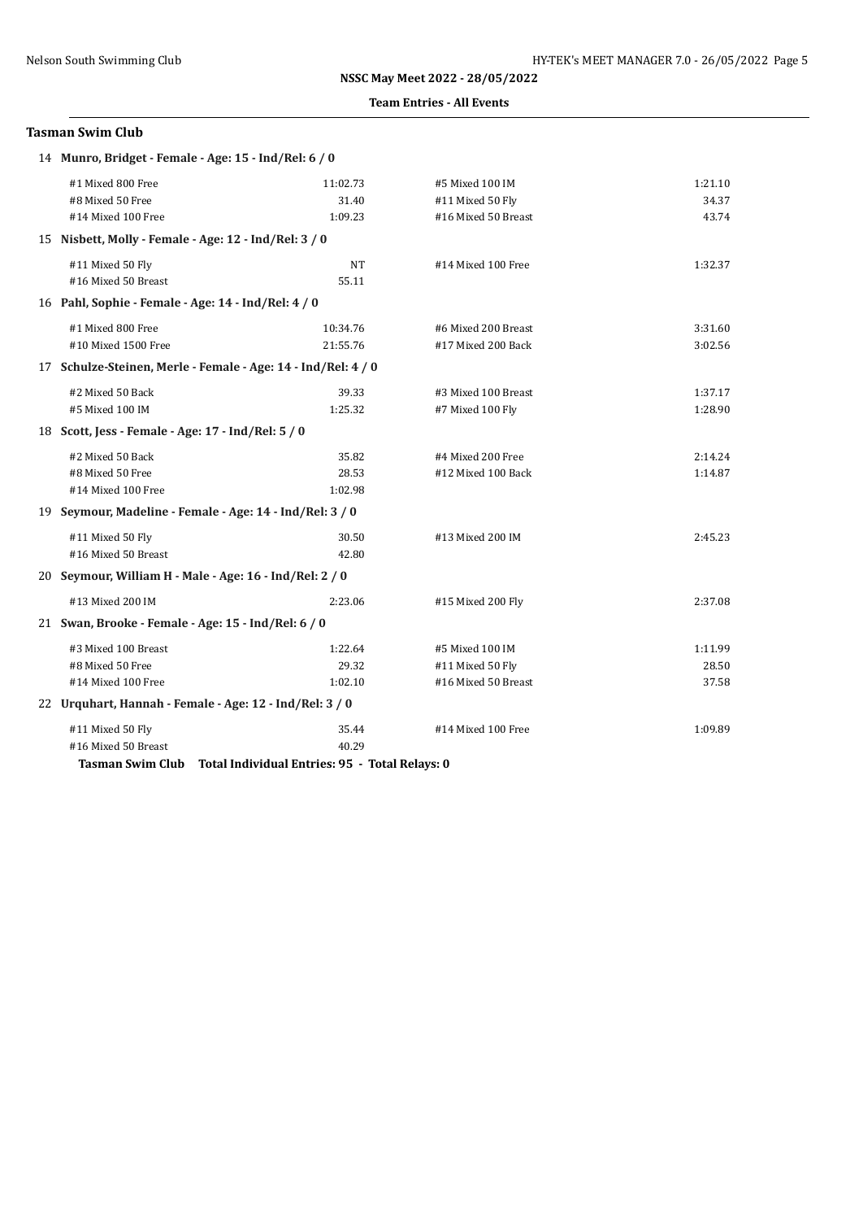**NSSC May Meet 2022 - 28/05/2022**

**Team Entries - All Events**

### Tasman Swim Club

**14 Munro, Bridget - Female - Age: 15 - Ind/Rel: 6 / 0**

| | | | |
|---|---|---|---|
| #1 Mixed 800 Free | 11:02.73 | #5 Mixed 100 IM | 1:21.10 |
| #8 Mixed 50 Free | 31.40 | #11 Mixed 50 Fly | 34.37 |
| #14 Mixed 100 Free | 1:09.23 | #16 Mixed 50 Breast | 43.74 |

**15 Nisbett, Molly - Female - Age: 12 - Ind/Rel: 3 / 0**

| | | | |
|---|---|---|---|
| #11 Mixed 50 Fly | NT | #14 Mixed 100 Free | 1:32.37 |
| #16 Mixed 50 Breast | 55.11 | | |

**16 Pahl, Sophie - Female - Age: 14 - Ind/Rel: 4 / 0**

| | | | |
|---|---|---|---|
| #1 Mixed 800 Free | 10:34.76 | #6 Mixed 200 Breast | 3:31.60 |
| #10 Mixed 1500 Free | 21:55.76 | #17 Mixed 200 Back | 3:02.56 |

**17 Schulze-Steinen, Merle - Female - Age: 14 - Ind/Rel: 4 / 0**

| | | | |
|---|---|---|---|
| #2 Mixed 50 Back | 39.33 | #3 Mixed 100 Breast | 1:37.17 |
| #5 Mixed 100 IM | 1:25.32 | #7 Mixed 100 Fly | 1:28.90 |

**18 Scott, Jess - Female - Age: 17 - Ind/Rel: 5 / 0**

| | | | |
|---|---|---|---|
| #2 Mixed 50 Back | 35.82 | #4 Mixed 200 Free | 2:14.24 |
| #8 Mixed 50 Free | 28.53 | #12 Mixed 100 Back | 1:14.87 |
| #14 Mixed 100 Free | 1:02.98 | | |

**19 Seymour, Madeline - Female - Age: 14 - Ind/Rel: 3 / 0**

| | | | |
|---|---|---|---|
| #11 Mixed 50 Fly | 30.50 | #13 Mixed 200 IM | 2:45.23 |
| #16 Mixed 50 Breast | 42.80 | | |

**20 Seymour, William H - Male - Age: 16 - Ind/Rel: 2 / 0**

| | | | |
|---|---|---|---|
| #13 Mixed 200 IM | 2:23.06 | #15 Mixed 200 Fly | 2:37.08 |

**21 Swan, Brooke - Female - Age: 15 - Ind/Rel: 6 / 0**

| | | | |
|---|---|---|---|
| #3 Mixed 100 Breast | 1:22.64 | #5 Mixed 100 IM | 1:11.99 |
| #8 Mixed 50 Free | 29.32 | #11 Mixed 50 Fly | 28.50 |
| #14 Mixed 100 Free | 1:02.10 | #16 Mixed 50 Breast | 37.58 |

**22 Urquhart, Hannah - Female - Age: 12 - Ind/Rel: 3 / 0**

| | | | |
|---|---|---|---|
| #11 Mixed 50 Fly | 35.44 | #14 Mixed 100 Free | 1:09.89 |
| #16 Mixed 50 Breast | 40.29 | | |

**Tasman Swim Club Total Individual Entries: 95 - Total Relays: 0**